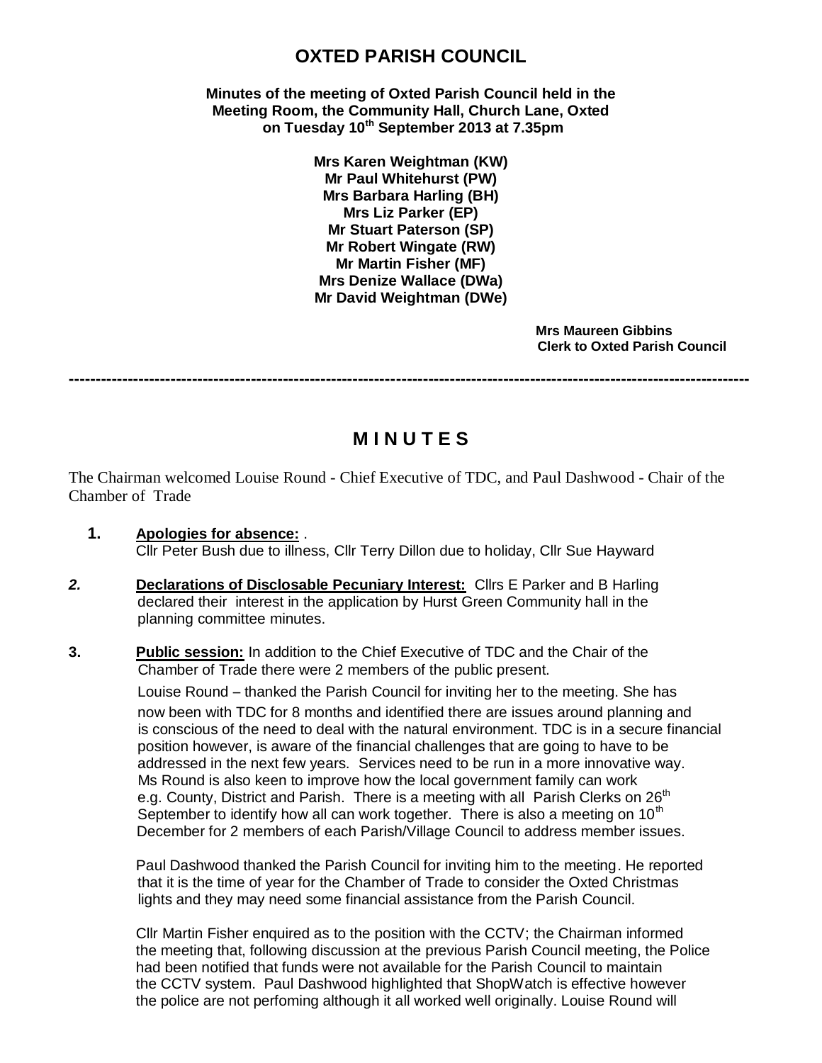# OXTED PARISH COUNCIL

**Minutes of the meeting of Oxted Parish Council held in the Meeting Room, the Community Hall, Church Lane, Oxted on Tuesday 10th September 2013 at 7.35pm**

**Mrs Karen Weightman (KW)**
**Mr Paul Whitehurst (PW)**
**Mrs Barbara Harling (BH)**
**Mrs Liz Parker (EP)**
**Mr Stuart Paterson (SP)**
**Mr Robert Wingate (RW)**
**Mr Martin Fisher (MF)**
**Mrs Denize Wallace (DWa)**
**Mr David Weightman (DWe)**

**Mrs Maureen Gibbins**
**Clerk to Oxted Parish Council**

---

## M I N U T E S

The Chairman welcomed Louise Round - Chief Executive of TDC, and Paul Dashwood - Chair of the Chamber of Trade

1. **Apologies for absence:** .
   Cllr Peter Bush due to illness, Cllr Terry Dillon due to holiday, Cllr Sue Hayward

2. **Declarations of Disclosable Pecuniary Interest:** Cllrs E Parker and B Harling declared their interest in the application by Hurst Green Community hall in the planning committee minutes.

3. **Public session:** In addition to the Chief Executive of TDC and the Chair of the Chamber of Trade there were 2 members of the public present.

   Louise Round – thanked the Parish Council for inviting her to the meeting. She has now been with TDC for 8 months and identified there are issues around planning and is conscious of the need to deal with the natural environment. TDC is in a secure financial position however, is aware of the financial challenges that are going to have to be addressed in the next few years. Services need to be run in a more innovative way. Ms Round is also keen to improve how the local government family can work e.g. County, District and Parish. There is a meeting with all Parish Clerks on 26th September to identify how all can work together. There is also a meeting on 10th December for 2 members of each Parish/Village Council to address member issues.

   Paul Dashwood thanked the Parish Council for inviting him to the meeting. He reported that it is the time of year for the Chamber of Trade to consider the Oxted Christmas lights and they may need some financial assistance from the Parish Council.

   Cllr Martin Fisher enquired as to the position with the CCTV; the Chairman informed the meeting that, following discussion at the previous Parish Council meeting, the Police had been notified that funds were not available for the Parish Council to maintain the CCTV system. Paul Dashwood highlighted that ShopWatch is effective however the police are not perfoming although it all worked well originally. Louise Round will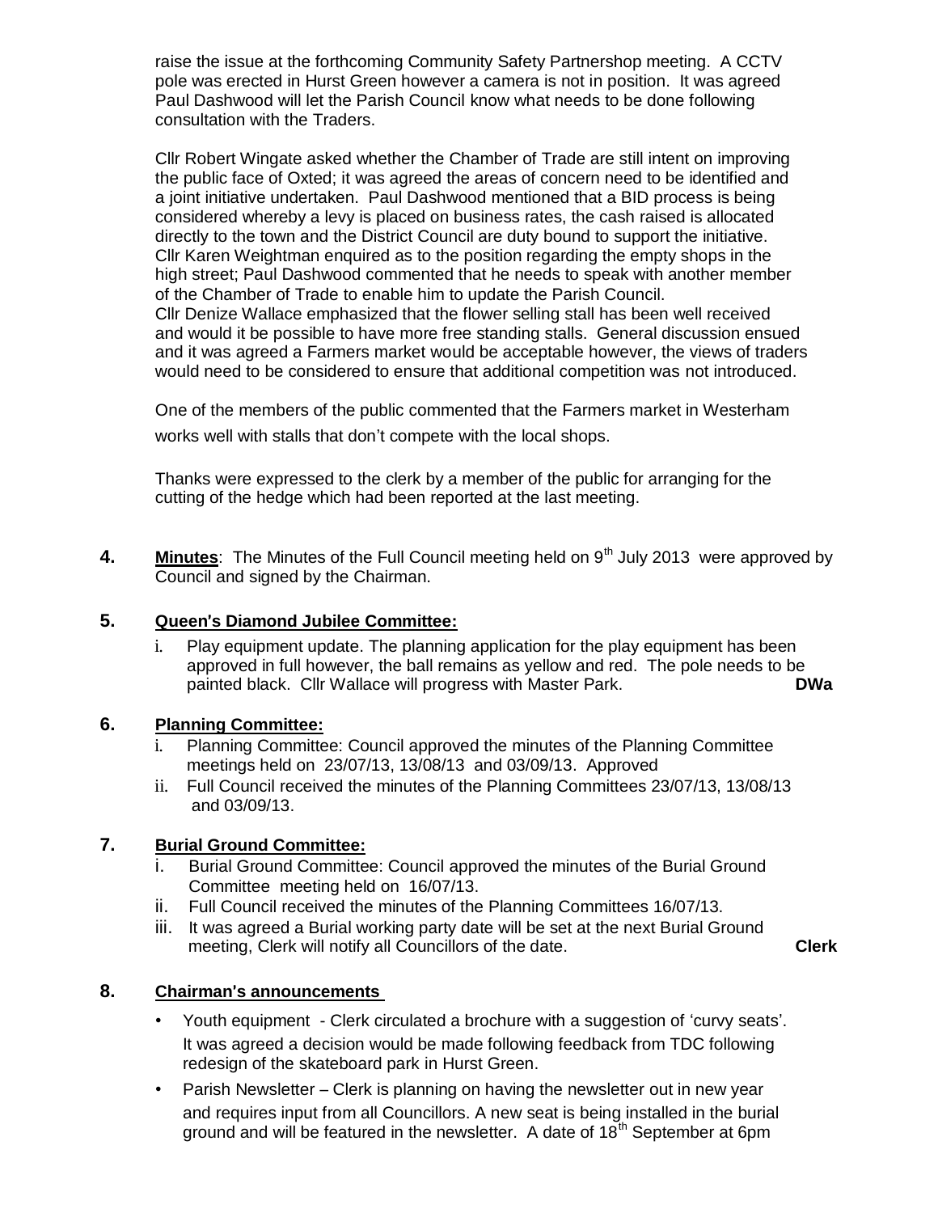raise the issue at the forthcoming Community Safety Partnershop meeting. A CCTV pole was erected in Hurst Green however a camera is not in position. It was agreed Paul Dashwood will let the Parish Council know what needs to be done following consultation with the Traders.

Cllr Robert Wingate asked whether the Chamber of Trade are still intent on improving the public face of Oxted; it was agreed the areas of concern need to be identified and a joint initiative undertaken. Paul Dashwood mentioned that a BID process is being considered whereby a levy is placed on business rates, the cash raised is allocated directly to the town and the District Council are duty bound to support the initiative. Cllr Karen Weightman enquired as to the position regarding the empty shops in the high street; Paul Dashwood commented that he needs to speak with another member of the Chamber of Trade to enable him to update the Parish Council. Cllr Denize Wallace emphasized that the flower selling stall has been well received and would it be possible to have more free standing stalls. General discussion ensued and it was agreed a Farmers market would be acceptable however, the views of traders would need to be considered to ensure that additional competition was not introduced.

One of the members of the public commented that the Farmers market in Westerham works well with stalls that don't compete with the local shops.

Thanks were expressed to the clerk by a member of the public for arranging for the cutting of the hedge which had been reported at the last meeting.

**4.** **Minutes**: The Minutes of the Full Council meeting held on 9th July 2013 were approved by Council and signed by the Chairman.

**5.** **Queen's Diamond Jubilee Committee:**

i. Play equipment update. The planning application for the play equipment has been approved in full however, the ball remains as yellow and red. The pole needs to be painted black. Cllr Wallace will progress with Master Park. **DWa**

**6.** **Planning Committee:**

i. Planning Committee: Council approved the minutes of the Planning Committee meetings held on 23/07/13, 13/08/13 and 03/09/13. Approved

ii. Full Council received the minutes of the Planning Committees 23/07/13, 13/08/13 and 03/09/13.

**7.** **Burial Ground Committee:**

i. Burial Ground Committee: Council approved the minutes of the Burial Ground Committee meeting held on 16/07/13.

ii. Full Council received the minutes of the Planning Committees 16/07/13.

iii. It was agreed a Burial working party date will be set at the next Burial Ground meeting, Clerk will notify all Councillors of the date. **Clerk**

**8.** **Chairman's announcements**

- Youth equipment - Clerk circulated a brochure with a suggestion of 'curvy seats'. It was agreed a decision would be made following feedback from TDC following redesign of the skateboard park in Hurst Green.
- Parish Newsletter – Clerk is planning on having the newsletter out in new year and requires input from all Councillors. A new seat is being installed in the burial ground and will be featured in the newsletter. A date of 18th September at 6pm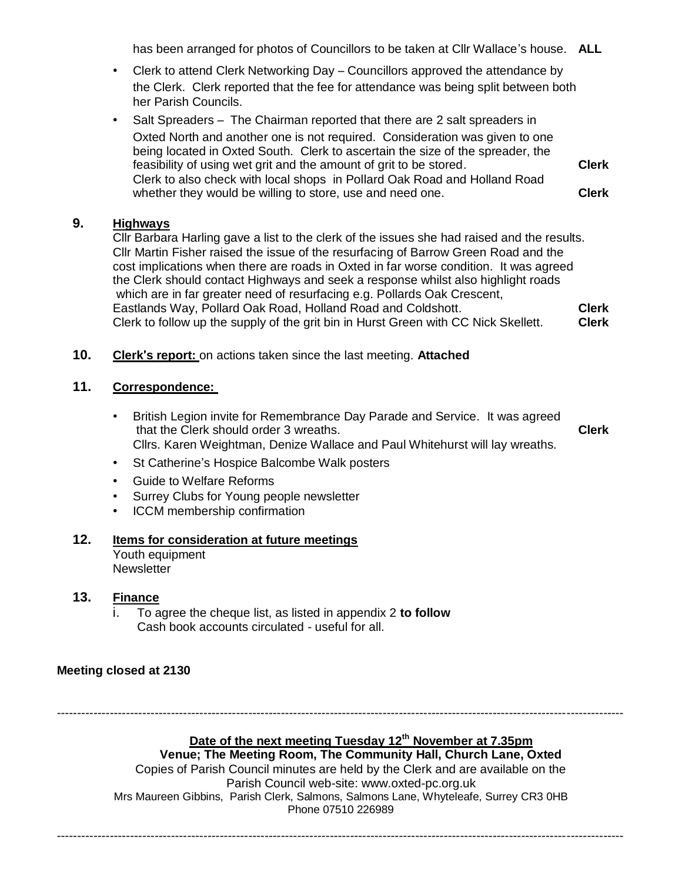has been arranged for photos of Councillors to be taken at Cllr Wallace's house. **ALL**

- Clerk to attend Clerk Networking Day – Councillors approved the attendance by the Clerk. Clerk reported that the fee for attendance was being split between both her Parish Councils.
- Salt Spreaders – The Chairman reported that there are 2 salt spreaders in Oxted North and another one is not required. Consideration was given to one being located in Oxted South. Clerk to ascertain the size of the spreader, the feasibility of using wet grit and the amount of grit to be stored. **Clerk**
  Clerk to also check with local shops in Pollard Oak Road and Holland Road whether they would be willing to store, use and need one. **Clerk**

**9.** **Highways**

Cllr Barbara Harling gave a list to the clerk of the issues she had raised and the results. Cllr Martin Fisher raised the issue of the resurfacing of Barrow Green Road and the cost implications when there are roads in Oxted in far worse condition. It was agreed the Clerk should contact Highways and seek a response whilst also highlight roads which are in far greater need of resurfacing e.g. Pollards Oak Crescent, Eastlands Way, Pollard Oak Road, Holland Road and Coldshott. **Clerk**
Clerk to follow up the supply of the grit bin in Hurst Green with CC Nick Skellett. **Clerk**

**10.** **Clerk's report:** on actions taken since the last meeting. **Attached**

**11.** **Correspondence:**

- British Legion invite for Remembrance Day Parade and Service. It was agreed that the Clerk should order 3 wreaths. **Clerk**
  Cllrs. Karen Weightman, Denize Wallace and Paul Whitehurst will lay wreaths.
- St Catherine's Hospice Balcombe Walk posters
- Guide to Welfare Reforms
- Surrey Clubs for Young people newsletter
- ICCM membership confirmation

**12.** **Items for consideration at future meetings**

Youth equipment
Newsletter

**13.** **Finance**

i. To agree the cheque list, as listed in appendix 2 **to follow**
Cash book accounts circulated - useful for all.

**Meeting closed at 2130**

---

**Date of the next meeting Tuesday 12th November at 7.35pm**
**Venue; The Meeting Room, The Community Hall, Church Lane, Oxted**
Copies of Parish Council minutes are held by the Clerk and are available on the Parish Council web-site: www.oxted-pc.org.uk
Mrs Maureen Gibbins, Parish Clerk, Salmons, Salmons Lane, Whyteleafe, Surrey CR3 0HB
Phone 07510 226989

---